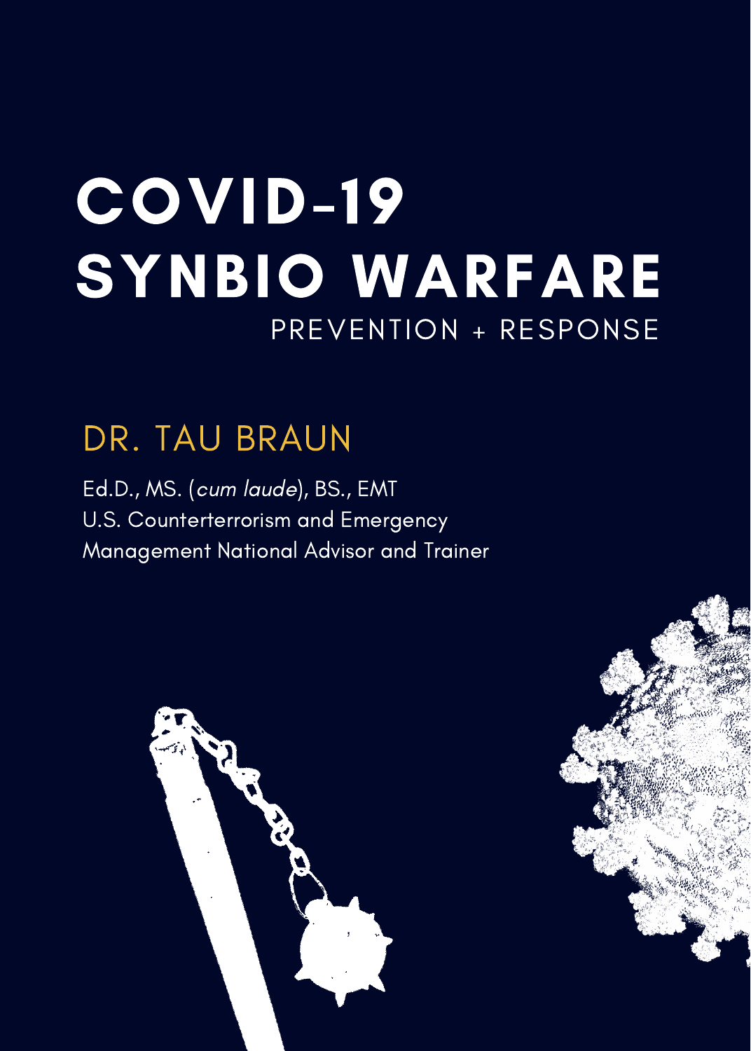# COVID-19 SYNBIO WARFARE

## PREVENTION + RESPONSE

DR. TAU BRAUN

Ed.D., MS. (*cum laude*), BS., EMT
U.S. Counterterrorism and Emergency Management National Advisor and Trainer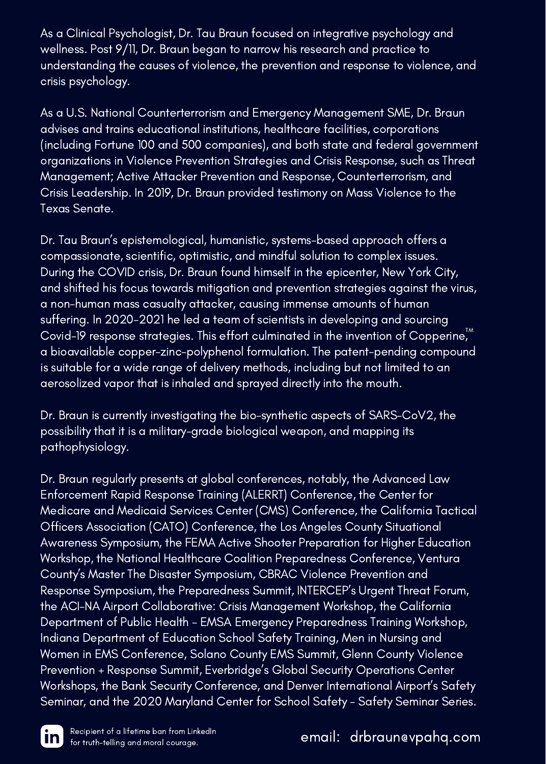As a Clinical Psychologist, Dr. Tau Braun focused on integrative psychology and wellness. Post 9/11, Dr. Braun began to narrow his research and practice to understanding the causes of violence, the prevention and response to violence, and crisis psychology.

As a U.S. National Counterterrorism and Emergency Management SME, Dr. Braun advises and trains educational institutions, healthcare facilities, corporations (including Fortune 100 and 500 companies), and both state and federal government organizations in Violence Prevention Strategies and Crisis Response, such as Threat Management; Active Attacker Prevention and Response, Counterterrorism, and Crisis Leadership. In 2019, Dr. Braun provided testimony on Mass Violence to the Texas Senate.

Dr. Tau Braun's epistemological, humanistic, systems-based approach offers a compassionate, scientific, optimistic, and mindful solution to complex issues. During the COVID crisis, Dr. Braun found himself in the epicenter, New York City, and shifted his focus towards mitigation and prevention strategies against the virus, a non-human mass casualty attacker, causing immense amounts of human suffering. In 2020-2021 he led a team of scientists in developing and sourcing Covid-19 response strategies. This effort culminated in the invention of Copperine,™ a bioavailable copper-zinc-polyphenol formulation. The patent-pending compound is suitable for a wide range of delivery methods, including but not limited to an aerosolized vapor that is inhaled and sprayed directly into the mouth.

Dr. Braun is currently investigating the bio-synthetic aspects of SARS-CoV2, the possibility that it is a military-grade biological weapon, and mapping its pathophysiology.

Dr. Braun regularly presents at global conferences, notably, the Advanced Law Enforcement Rapid Response Training (ALERRT) Conference, the Center for Medicare and Medicaid Services Center (CMS) Conference, the California Tactical Officers Association (CATO) Conference, the Los Angeles County Situational Awareness Symposium, the FEMA Active Shooter Preparation for Higher Education Workshop, the National Healthcare Coalition Preparedness Conference, Ventura County's Master The Disaster Symposium, CBRAC Violence Prevention and Response Symposium, the Preparedness Summit, INTERCEP's Urgent Threat Forum, the ACI-NA Airport Collaborative: Crisis Management Workshop, the California Department of Public Health - EMSA Emergency Preparedness Training Workshop, Indiana Department of Education School Safety Training, Men in Nursing and Women in EMS Conference, Solano County EMS Summit, Glenn County Violence Prevention + Response Summit, Everbridge's Global Security Operations Center Workshops, the Bank Security Conference, and Denver International Airport's Safety Seminar, and the 2020 Maryland Center for School Safety - Safety Seminar Series.

Recipient of a lifetime ban from LinkedIn for truth-telling and moral courage.

email: drbraun@vpahq.com